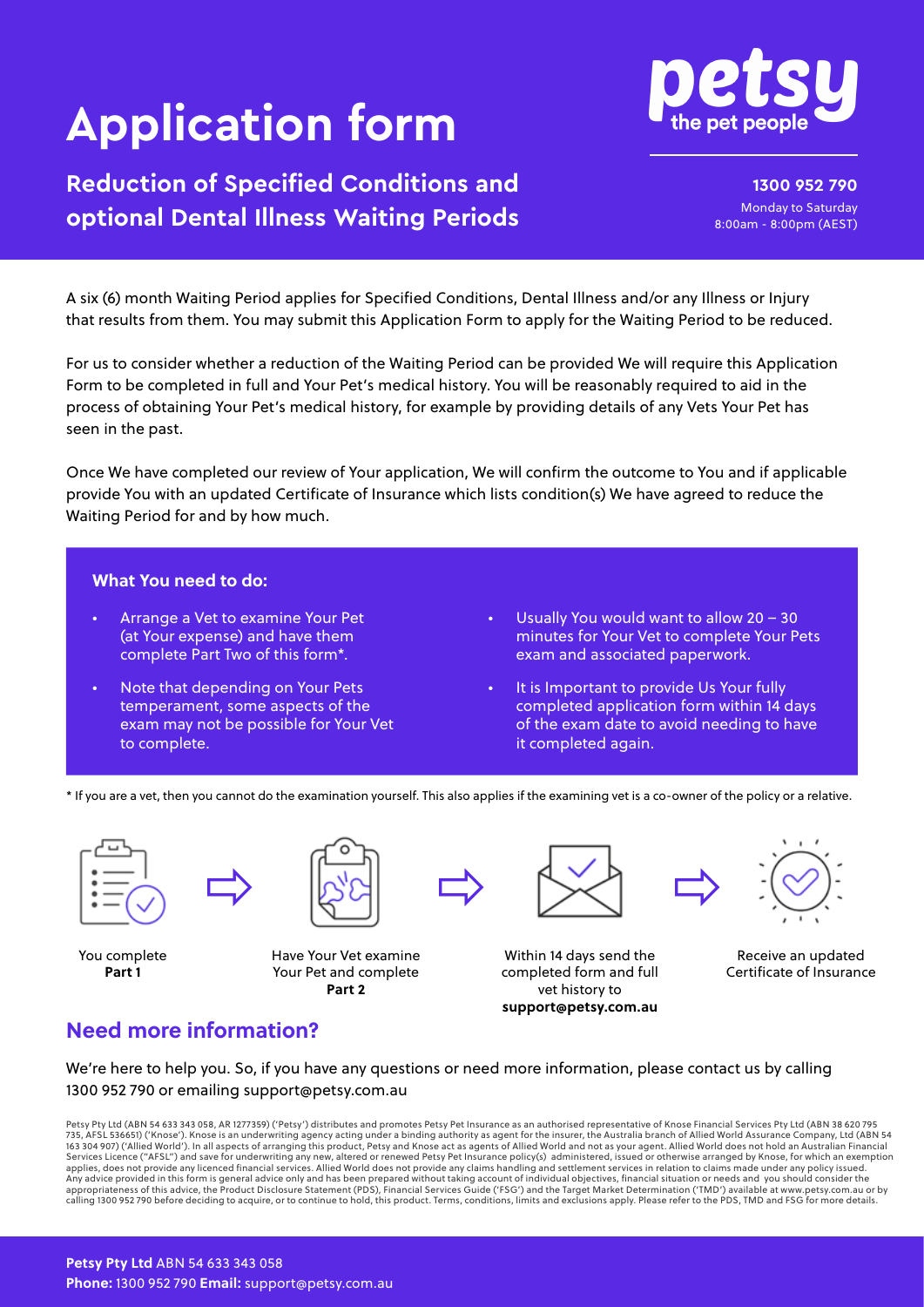# Application form

## Reduction of Specified Conditions and optional Dental Illness Waiting Periods

petsy
the pet people

**1300 952 790**
Monday to Saturday
8:00am - 8:00pm (AEST)

A six (6) month Waiting Period applies for Specified Conditions, Dental Illness and/or any Illness or Injury that results from them. You may submit this Application Form to apply for the Waiting Period to be reduced.

For us to consider whether a reduction of the Waiting Period can be provided We will require this Application Form to be completed in full and Your Pet's medical history. You will be reasonably required to aid in the process of obtaining Your Pet's medical history, for example by providing details of any Vets Your Pet has seen in the past.

Once We have completed our review of Your application, We will confirm the outcome to You and if applicable provide You with an updated Certificate of Insurance which lists condition(s) We have agreed to reduce the Waiting Period for and by how much.

**What You need to do:**

- Arrange a Vet to examine Your Pet (at Your expense) and have them complete Part Two of this form*.
- Note that depending on Your Pets temperament, some aspects of the exam may not be possible for Your Vet to complete.
- Usually You would want to allow 20 – 30 minutes for Your Vet to complete Your Pets exam and associated paperwork.
- It is Important to provide Us Your fully completed application form within 14 days of the exam date to avoid needing to have it completed again.

\* If you are a vet, then you cannot do the examination yourself. This also applies if the examining vet is a co-owner of the policy or a relative.

1. You complete **Part 1**
2. Have Your Vet examine Your Pet and complete **Part 2**
3. Within 14 days send the completed form and full vet history to **support@petsy.com.au**
4. Receive an updated Certificate of Insurance

## Need more information?

We're here to help you. So, if you have any questions or need more information, please contact us by calling 1300 952 790 or emailing support@petsy.com.au

Petsy Pty Ltd (ABN 54 633 343 058, AR 1277359) ('Petsy') distributes and promotes Petsy Pet Insurance as an authorised representative of Knose Financial Services Pty Ltd (ABN 38 620 795 735, AFSL 536651) ('Knose'). Knose is an underwriting agency acting under a binding authority as agent for the insurer, the Australia branch of Allied World Assurance Company, Ltd (ABN 54 163 304 907) ('Allied World'). In all aspects of arranging this product, Petsy and Knose act as agents of Allied World and not as your agent. Allied World does not hold an Australian Financial Services Licence ("AFSL") and save for underwriting any new, altered or renewed Petsy Pet Insurance policy(s) administered, issued or otherwise arranged by Knose, for which an exemption applies, does not provide any licenced financial services. Allied World does not provide any claims handling and settlement services in relation to claims made under any policy issued. Any advice provided in this form is general advice only and has been prepared without taking account of individual objectives, financial situation or needs and you should consider the appropriateness of this advice, the Product Disclosure Statement (PDS), Financial Services Guide ('FSG') and the Target Market Determination ('TMD') available at www.petsy.com.au or by calling 1300 952 790 before deciding to acquire, or to continue to hold, this product. Terms, conditions, limits and exclusions apply. Please refer to the PDS, TMD and FSG for more details.

**Petsy Pty Ltd** ABN 54 633 343 058
**Phone:** 1300 952 790 **Email:** support@petsy.com.au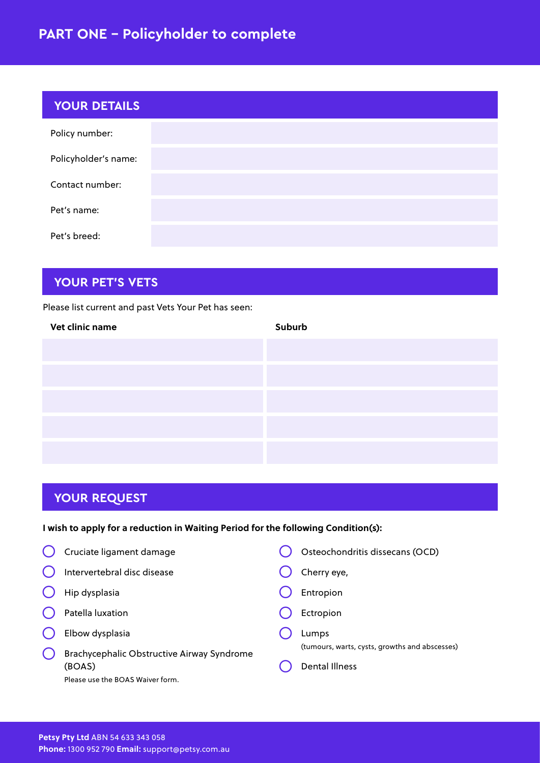# PART ONE – Policyholder to complete

## YOUR DETAILS

| | |
|---|---|
| Policy number: | |
| Policyholder's name: | |
| Contact number: | |
| Pet's name: | |
| Pet's breed: | |

## YOUR PET'S VETS

Please list current and past Vets Your Pet has seen:

| Vet clinic name | Suburb |
|---|---|
| | |
| | |
| | |
| | |
| | |

## YOUR REQUEST

**I wish to apply for a reduction in Waiting Period for the following Condition(s):**

- ◯ Cruciate ligament damage
- ◯ Intervertebral disc disease
- ◯ Hip dysplasia
- ◯ Patella luxation
- ◯ Elbow dysplasia
- ◯ Brachycephalic Obstructive Airway Syndrome (BOAS)
  Please use the BOAS Waiver form.
- ◯ Osteochondritis dissecans (OCD)
- ◯ Cherry eye,
- ◯ Entropion
- ◯ Ectropion
- ◯ Lumps
  (tumours, warts, cysts, growths and abscesses)
- ◯ Dental Illness

**Petsy Pty Ltd** ABN 54 633 343 058
**Phone:** 1300 952 790 **Email:** support@petsy.com.au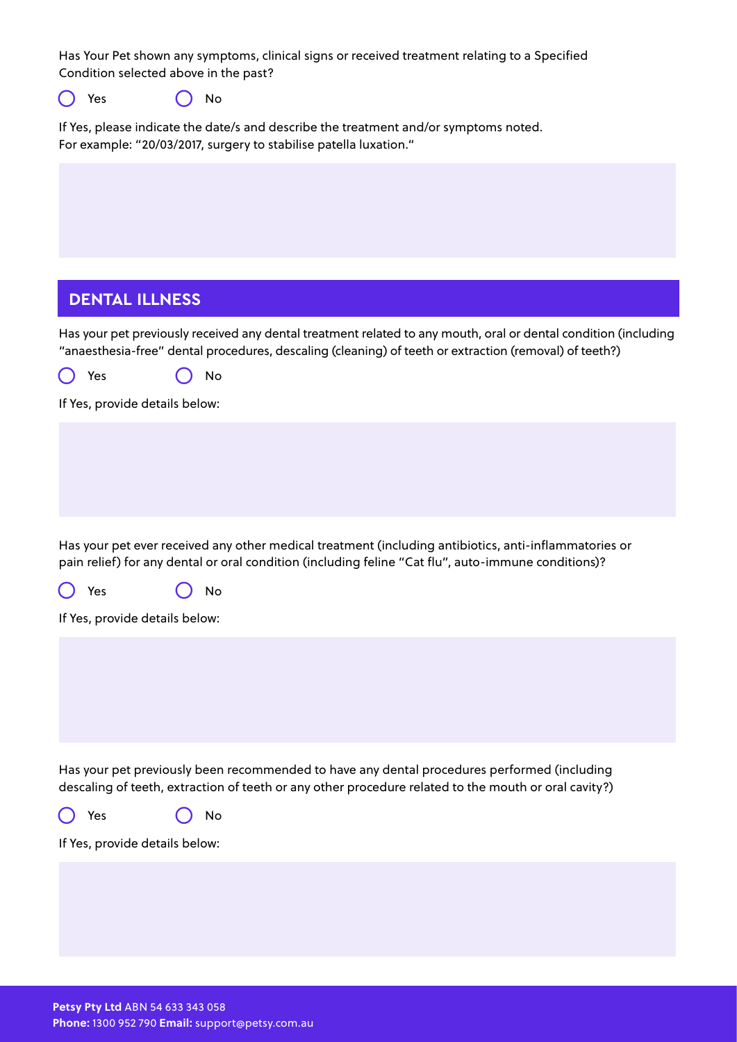Has Your Pet shown any symptoms, clinical signs or received treatment relating to a Specified Condition selected above in the past?

○ Yes ○ No

If Yes, please indicate the date/s and describe the treatment and/or symptoms noted.
For example: "20/03/2017, surgery to stabilise patella luxation."

## DENTAL ILLNESS

Has your pet previously received any dental treatment related to any mouth, oral or dental condition (including "anaesthesia-free" dental procedures, descaling (cleaning) of teeth or extraction (removal) of teeth?)

○ Yes ○ No

If Yes, provide details below:

Has your pet ever received any other medical treatment (including antibiotics, anti-inflammatories or pain relief) for any dental or oral condition (including feline "Cat flu", auto-immune conditions)?

○ Yes ○ No

If Yes, provide details below:

Has your pet previously been recommended to have any dental procedures performed (including descaling of teeth, extraction of teeth or any other procedure related to the mouth or oral cavity?)

○ Yes ○ No

If Yes, provide details below: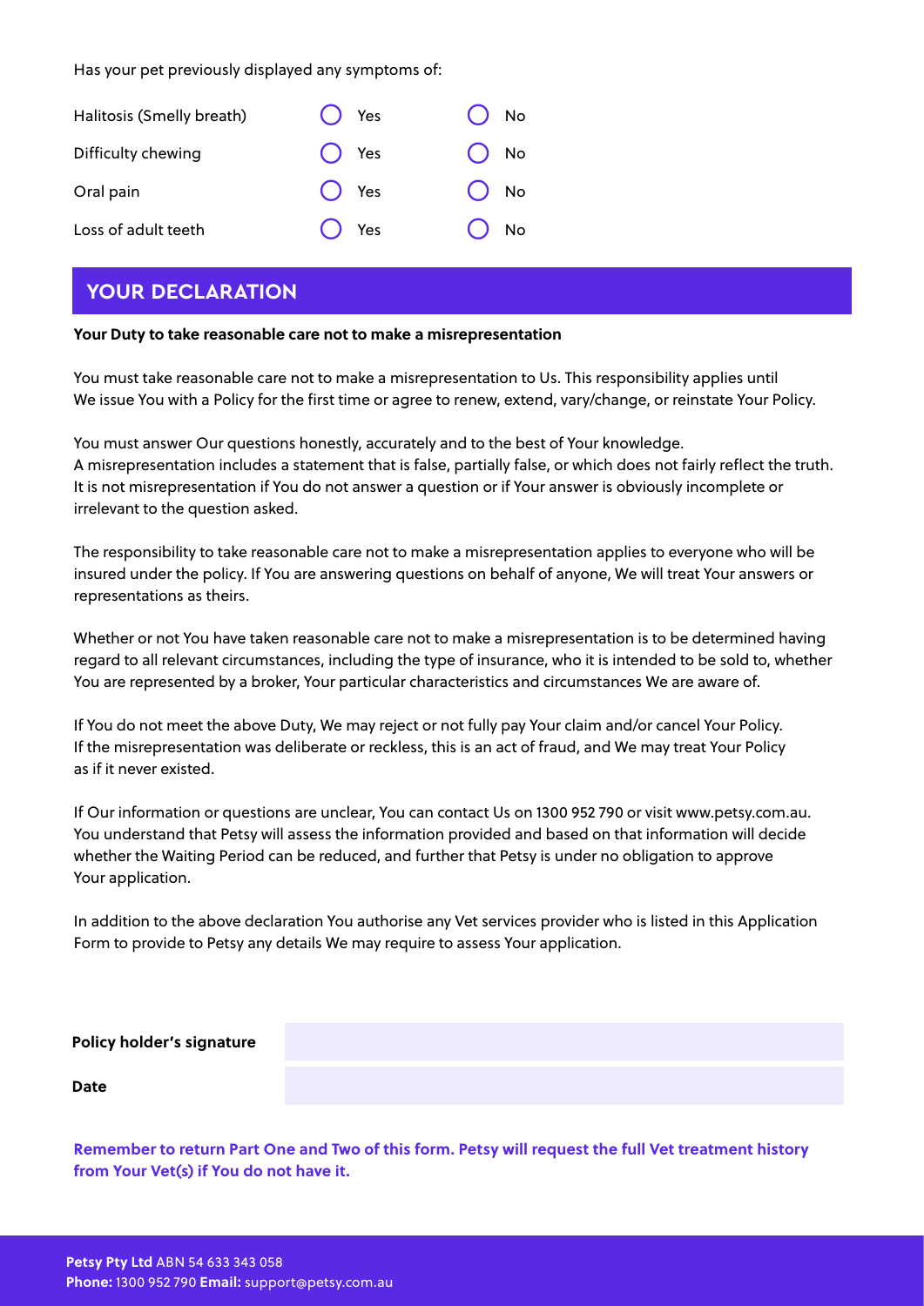Has your pet previously displayed any symptoms of:

| | | |
|---|---|---|
| Halitosis (Smelly breath) | ◯ Yes | ◯ No |
| Difficulty chewing | ◯ Yes | ◯ No |
| Oral pain | ◯ Yes | ◯ No |
| Loss of adult teeth | ◯ Yes | ◯ No |

## YOUR DECLARATION

**Your Duty to take reasonable care not to make a misrepresentation**

You must take reasonable care not to make a misrepresentation to Us. This responsibility applies until We issue You with a Policy for the first time or agree to renew, extend, vary/change, or reinstate Your Policy.

You must answer Our questions honestly, accurately and to the best of Your knowledge. A misrepresentation includes a statement that is false, partially false, or which does not fairly reflect the truth. It is not misrepresentation if You do not answer a question or if Your answer is obviously incomplete or irrelevant to the question asked.

The responsibility to take reasonable care not to make a misrepresentation applies to everyone who will be insured under the policy. If You are answering questions on behalf of anyone, We will treat Your answers or representations as theirs.

Whether or not You have taken reasonable care not to make a misrepresentation is to be determined having regard to all relevant circumstances, including the type of insurance, who it is intended to be sold to, whether You are represented by a broker, Your particular characteristics and circumstances We are aware of.

If You do not meet the above Duty, We may reject or not fully pay Your claim and/or cancel Your Policy. If the misrepresentation was deliberate or reckless, this is an act of fraud, and We may treat Your Policy as if it never existed.

If Our information or questions are unclear, You can contact Us on 1300 952 790 or visit www.petsy.com.au. You understand that Petsy will assess the information provided and based on that information will decide whether the Waiting Period can be reduced, and further that Petsy is under no obligation to approve Your application.

In addition to the above declaration You authorise any Vet services provider who is listed in this Application Form to provide to Petsy any details We may require to assess Your application.

| | |
|---|---|
| **Policy holder's signature** | |
| **Date** | |

**Remember to return Part One and Two of this form. Petsy will request the full Vet treatment history from Your Vet(s) if You do not have it.**

**Petsy Pty Ltd** ABN 54 633 343 058
**Phone:** 1300 952 790 **Email:** support@petsy.com.au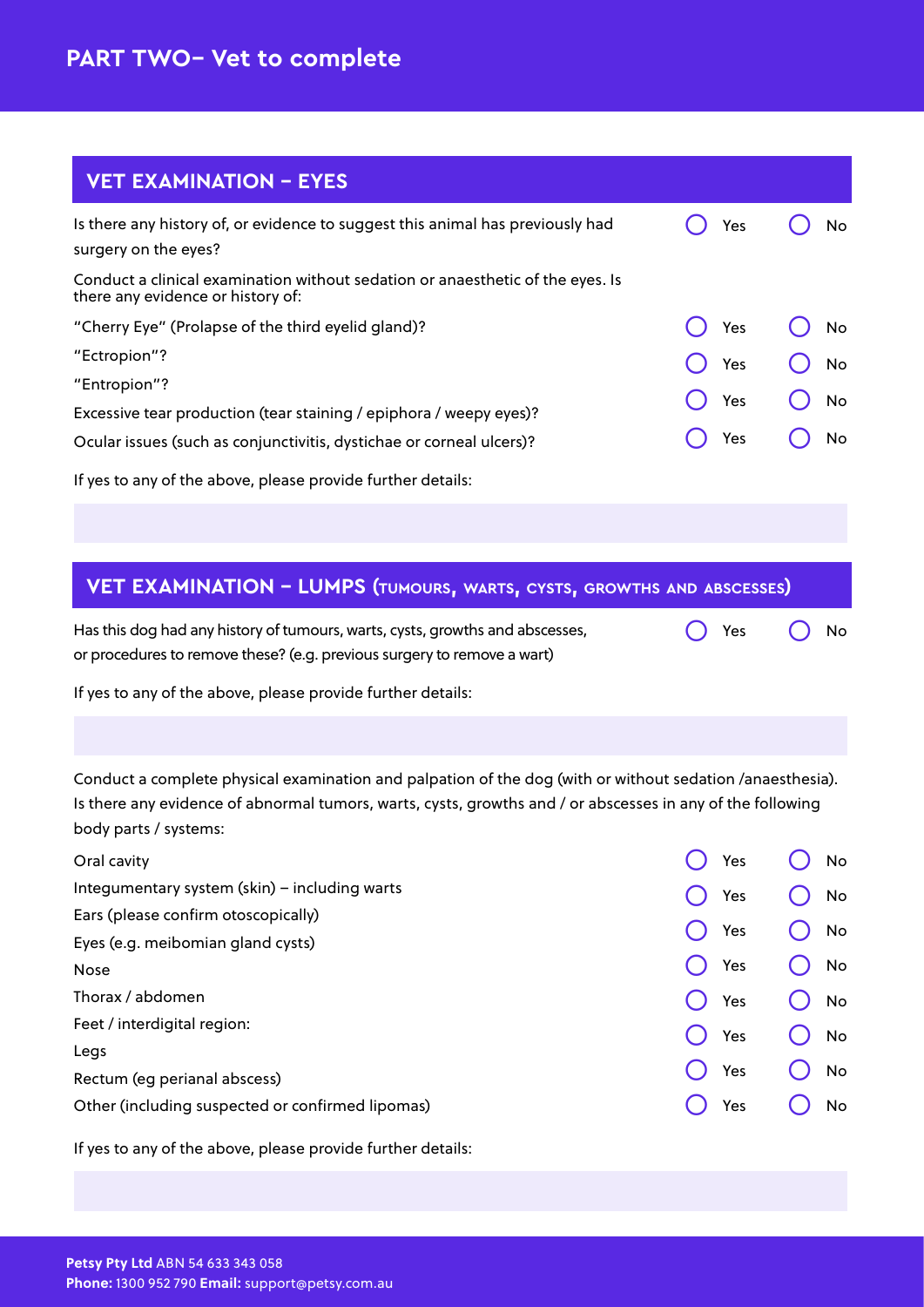# PART TWO– Vet to complete

## VET EXAMINATION – EYES

| | Yes | No |
|---|---|---|
| Is there any history of, or evidence to suggest this animal has previously had surgery on the eyes? | ◯ Yes | ◯ No |

Conduct a clinical examination without sedation or anaesthetic of the eyes. Is there any evidence or history of:

| | Yes | No |
|---|---|---|
| "Cherry Eye" (Prolapse of the third eyelid gland)? | ◯ Yes | ◯ No |
| "Ectropion"? | ◯ Yes | ◯ No |
| "Entropion"? | | |
| Excessive tear production (tear staining / epiphora / weepy eyes)? | ◯ Yes | ◯ No |
| Ocular issues (such as conjunctivitis, dystichae or corneal ulcers)? | ◯ Yes | ◯ No |

If yes to any of the above, please provide further details:

## VET EXAMINATION – LUMPS (TUMOURS, WARTS, CYSTS, GROWTHS AND ABSCESSES)

| | Yes | No |
|---|---|---|
| Has this dog had any history of tumours, warts, cysts, growths and abscesses, or procedures to remove these? (e.g. previous surgery to remove a wart) | ◯ Yes | ◯ No |

If yes to any of the above, please provide further details:

Conduct a complete physical examination and palpation of the dog (with or without sedation /anaesthesia). Is there any evidence of abnormal tumors, warts, cysts, growths and / or abscesses in any of the following body parts / systems:

| | Yes | No |
|---|---|---|
| Oral cavity | ◯ Yes | ◯ No |
| Integumentary system (skin) – including warts | ◯ Yes | ◯ No |
| Ears (please confirm otoscopically) | ◯ Yes | ◯ No |
| Eyes (e.g. meibomian gland cysts) | ◯ Yes | ◯ No |
| Nose | ◯ Yes | ◯ No |
| Thorax / abdomen | ◯ Yes | ◯ No |
| Feet / interdigital region: | ◯ Yes | ◯ No |
| Legs | ◯ Yes | ◯ No |
| Rectum (eg perianal abscess) | | |
| Other (including suspected or confirmed lipomas) | ◯ Yes | ◯ No |

If yes to any of the above, please provide further details:

**Petsy Pty Ltd** ABN 54 633 343 058
**Phone:** 1300 952 790 **Email:** support@petsy.com.au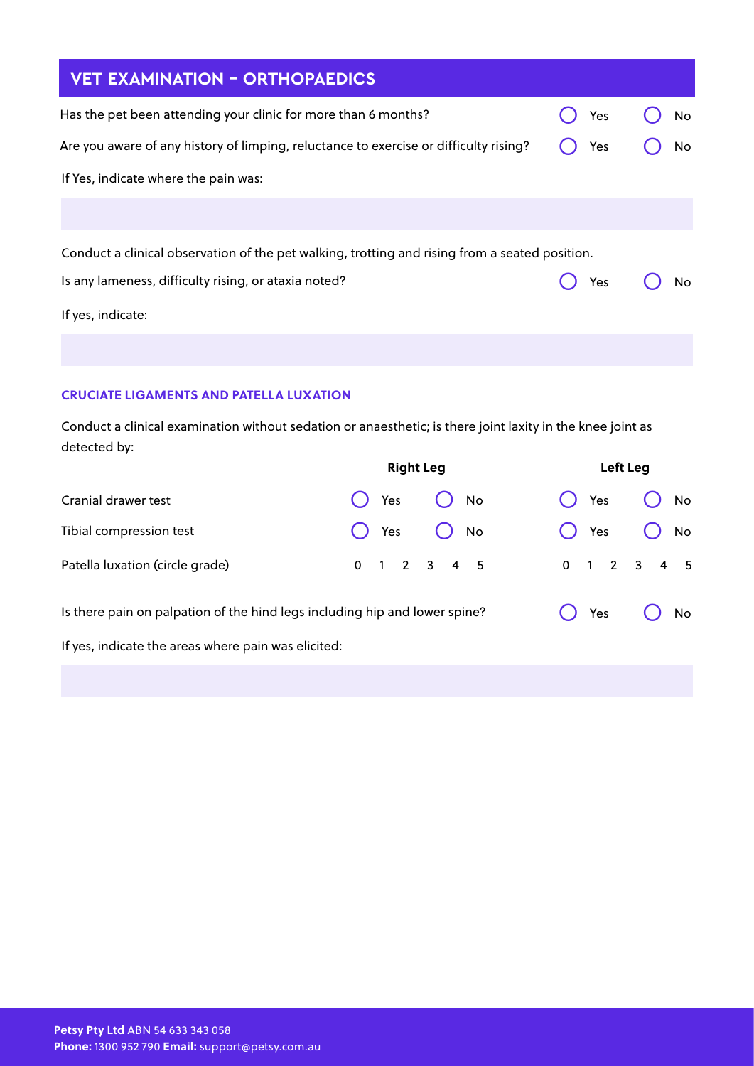## VET EXAMINATION – ORTHOPAEDICS

Has the pet been attending your clinic for more than 6 months? ◯ Yes ◯ No

Are you aware of any history of limping, reluctance to exercise or difficulty rising? ◯ Yes ◯ No

If Yes, indicate where the pain was:

Conduct a clinical observation of the pet walking, trotting and rising from a seated position.

Is any lameness, difficulty rising, or ataxia noted? ◯ Yes ◯ No

If yes, indicate:

### CRUCIATE LIGAMENTS AND PATELLA LUXATION

Conduct a clinical examination without sedation or anaesthetic; is there joint laxity in the knee joint as detected by:

| | Right Leg | Left Leg |
|---|---|---|
| Cranial drawer test | ◯ Yes ◯ No | ◯ Yes ◯ No |
| Tibial compression test | ◯ Yes ◯ No | ◯ Yes ◯ No |
| Patella luxation (circle grade) | 0 1 2 3 4 5 | 0 1 2 3 4 5 |

Is there pain on palpation of the hind legs including hip and lower spine? ◯ Yes ◯ No

If yes, indicate the areas where pain was elicited: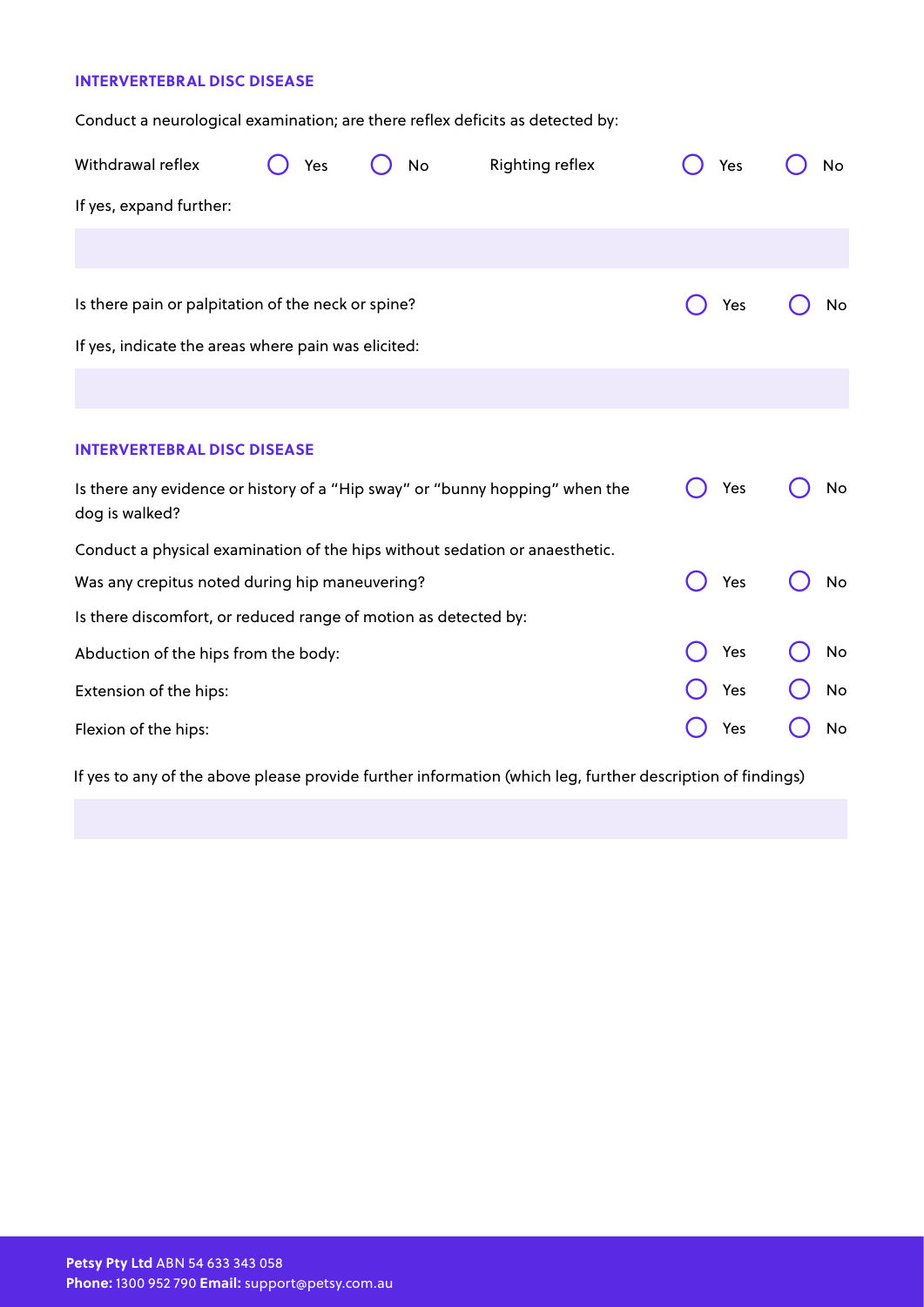### INTERVERTEBRAL DISC DISEASE

Conduct a neurological examination; are there reflex deficits as detected by:

Withdrawal reflex ○ Yes ○ No   Righting reflex ○ Yes ○ No

If yes, expand further:

Is there pain or palpitation of the neck or spine? ○ Yes ○ No

If yes, indicate the areas where pain was elicited:

### INTERVERTEBRAL DISC DISEASE

Is there any evidence or history of a "Hip sway" or "bunny hopping" when the dog is walked? ○ Yes ○ No

Conduct a physical examination of the hips without sedation or anaesthetic.

Was any crepitus noted during hip maneuvering? ○ Yes ○ No

Is there discomfort, or reduced range of motion as detected by:

Abduction of the hips from the body: ○ Yes ○ No

Extension of the hips: ○ Yes ○ No

Flexion of the hips: ○ Yes ○ No

If yes to any of the above please provide further information (which leg, further description of findings)

**Petsy Pty Ltd** ABN 54 633 343 058
**Phone:** 1300 952 790 **Email:** support@petsy.com.au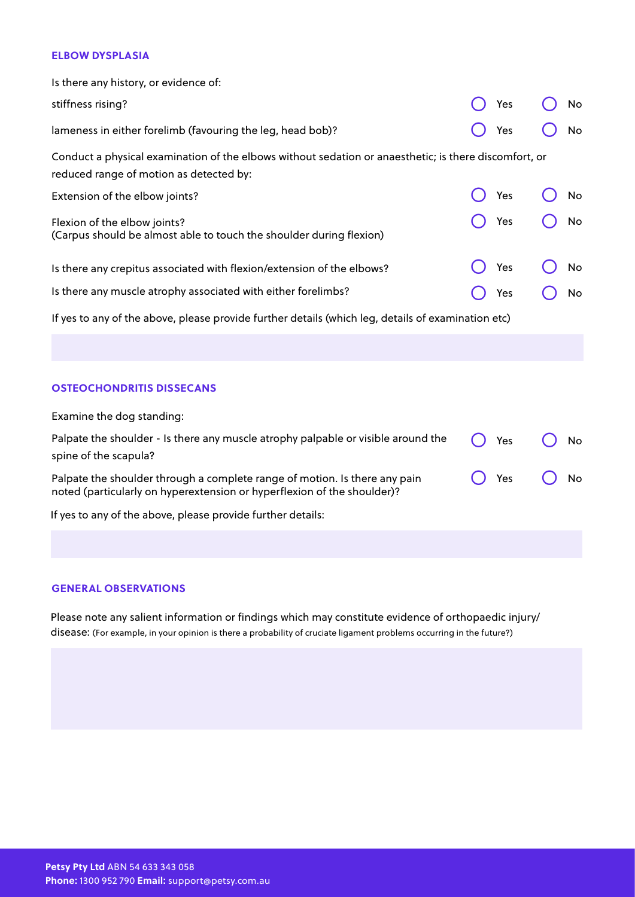## ELBOW DYSPLASIA

Is there any history, or evidence of:

| | | |
|---|---|---|
| stiffness rising? | ◯ Yes | ◯ No |
| lameness in either forelimb (favouring the leg, head bob)? | ◯ Yes | ◯ No |

Conduct a physical examination of the elbows without sedation or anaesthetic; is there discomfort, or reduced range of motion as detected by:

| | | |
|---|---|---|
| Extension of the elbow joints? | ◯ Yes | ◯ No |
| Flexion of the elbow joints? (Carpus should be almost able to touch the shoulder during flexion) | ◯ Yes | ◯ No |
| Is there any crepitus associated with flexion/extension of the elbows? | ◯ Yes | ◯ No |
| Is there any muscle atrophy associated with either forelimbs? | ◯ Yes | ◯ No |

If yes to any of the above, please provide further details (which leg, details of examination etc)

## OSTEOCHONDRITIS DISSECANS

Examine the dog standing:

| | | |
|---|---|---|
| Palpate the shoulder - Is there any muscle atrophy palpable or visible around the spine of the scapula? | ◯ Yes | ◯ No |
| Palpate the shoulder through a complete range of motion. Is there any pain noted (particularly on hyperextension or hyperflexion of the shoulder)? | ◯ Yes | ◯ No |

If yes to any of the above, please provide further details:

## GENERAL OBSERVATIONS

Please note any salient information or findings which may constitute evidence of orthopaedic injury/disease: (For example, in your opinion is there a probability of cruciate ligament problems occurring in the future?)

**Petsy Pty Ltd** ABN 54 633 343 058
**Phone:** 1300 952 790 **Email:** support@petsy.com.au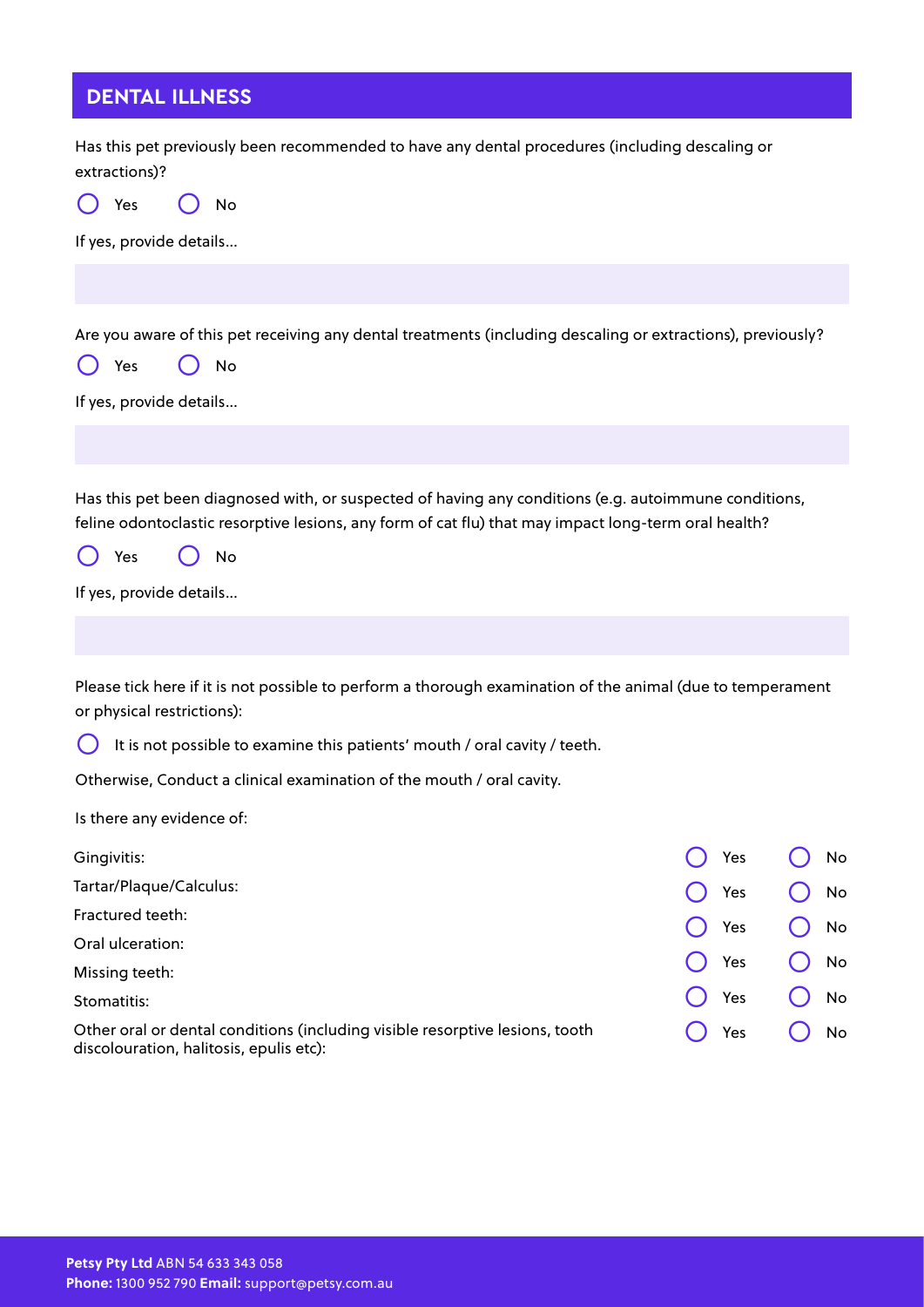## DENTAL ILLNESS

Has this pet previously been recommended to have any dental procedures (including descaling or extractions)?

○ Yes ○ No

If yes, provide details...

Are you aware of this pet receiving any dental treatments (including descaling or extractions), previously?

○ Yes ○ No

If yes, provide details...

Has this pet been diagnosed with, or suspected of having any conditions (e.g. autoimmune conditions, feline odontoclastic resorptive lesions, any form of cat flu) that may impact long-term oral health?

○ Yes ○ No

If yes, provide details...

Please tick here if it is not possible to perform a thorough examination of the animal (due to temperament or physical restrictions):

○ It is not possible to examine this patients' mouth / oral cavity / teeth.

Otherwise, Conduct a clinical examination of the mouth / oral cavity.

Is there any evidence of:

| | | |
|---|---|---|
| Gingivitis: | ○ Yes | ○ No |
| Tartar/Plaque/Calculus: | ○ Yes | ○ No |
| Fractured teeth: | ○ Yes | ○ No |
| Oral ulceration: | ○ Yes | ○ No |
| Missing teeth: | ○ Yes | ○ No |
| Stomatitis: | ○ Yes | ○ No |
| Other oral or dental conditions (including visible resorptive lesions, tooth discolouration, halitosis, epulis etc): | ○ Yes | ○ No |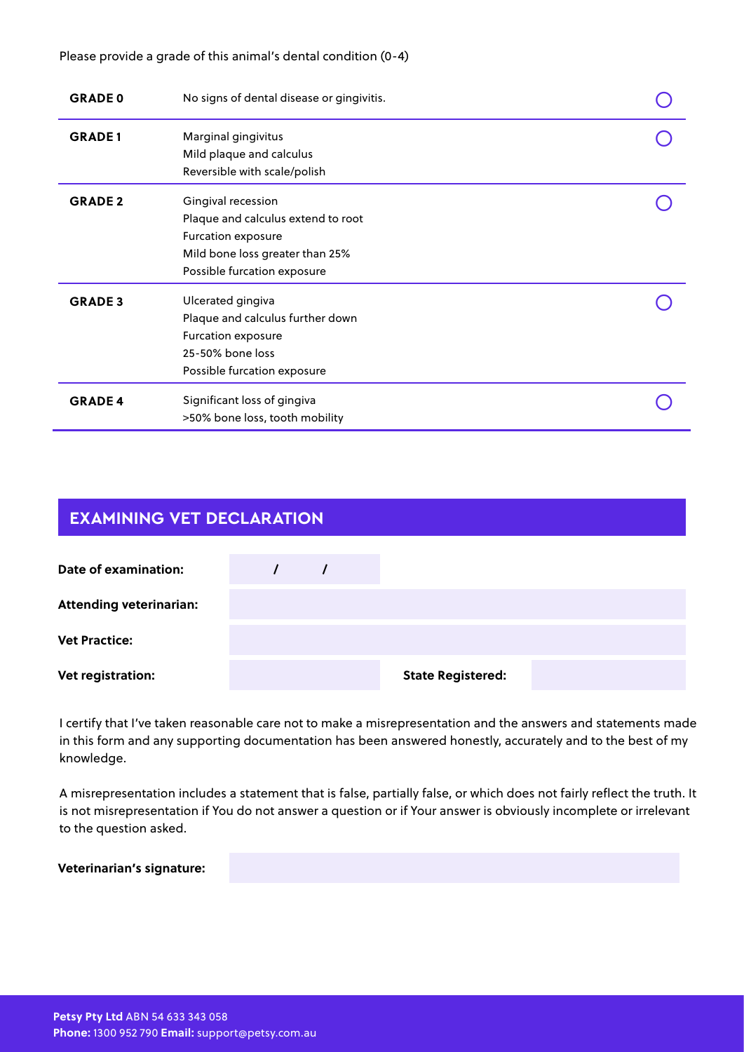Please provide a grade of this animal's dental condition (0-4)

| | | |
|---|---|---|
| **GRADE 0** | No signs of dental disease or gingivitis. | ◯ |
| **GRADE 1** | Marginal gingivitus<br>Mild plaque and calculus<br>Reversible with scale/polish | ◯ |
| **GRADE 2** | Gingival recession<br>Plaque and calculus extend to root<br>Furcation exposure<br>Mild bone loss greater than 25%<br>Possible furcation exposure | ◯ |
| **GRADE 3** | Ulcerated gingiva<br>Plaque and calculus further down<br>Furcation exposure<br>25-50% bone loss<br>Possible furcation exposure | ◯ |
| **GRADE 4** | Significant loss of gingiva<br>>50% bone loss, tooth mobility | ◯ |

## EXAMINING VET DECLARATION

| | | | |
|---|---|---|---|
| **Date of examination:** | / / | | |
| **Attending veterinarian:** | | | |
| **Vet Practice:** | | | |
| **Vet registration:** | | **State Registered:** | |

I certify that I've taken reasonable care not to make a misrepresentation and the answers and statements made in this form and any supporting documentation has been answered honestly, accurately and to the best of my knowledge.

A misrepresentation includes a statement that is false, partially false, or which does not fairly reflect the truth. It is not misrepresentation if You do not answer a question or if Your answer is obviously incomplete or irrelevant to the question asked.

**Veterinarian's signature:**

**Petsy Pty Ltd** ABN 54 633 343 058
**Phone:** 1300 952 790 **Email:** support@petsy.com.au